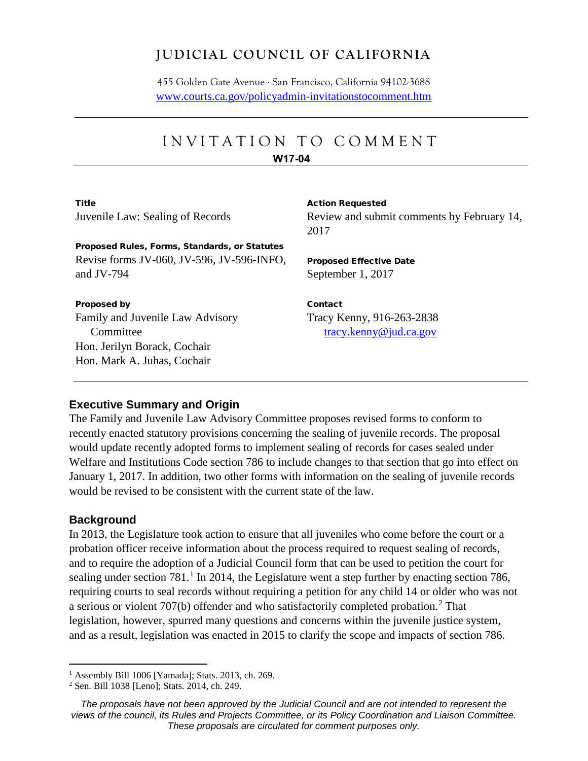# JUDICIAL COUNCIL OF CALIFORNIA

455 Golden Gate Avenue · San Francisco, California 94102-3688
www.courts.ca.gov/policyadmin-invitationstocomment.htm

---

# INVITATION TO COMMENT

**W17-04**

---

**Title**
Juvenile Law: Sealing of Records

**Proposed Rules, Forms, Standards, or Statutes**
Revise forms JV-060, JV-596, JV-596-INFO, and JV-794

**Proposed by**
Family and Juvenile Law Advisory Committee
Hon. Jerilyn Borack, Cochair
Hon. Mark A. Juhas, Cochair

**Action Requested**
Review and submit comments by February 14, 2017

**Proposed Effective Date**
September 1, 2017

**Contact**
Tracy Kenny, 916-263-2838
tracy.kenny@jud.ca.gov

---

## Executive Summary and Origin

The Family and Juvenile Law Advisory Committee proposes revised forms to conform to recently enacted statutory provisions concerning the sealing of juvenile records. The proposal would update recently adopted forms to implement sealing of records for cases sealed under Welfare and Institutions Code section 786 to include changes to that section that go into effect on January 1, 2017. In addition, two other forms with information on the sealing of juvenile records would be revised to be consistent with the current state of the law.

## Background

In 2013, the Legislature took action to ensure that all juveniles who come before the court or a probation officer receive information about the process required to request sealing of records, and to require the adoption of a Judicial Council form that can be used to petition the court for sealing under section 781.[1] In 2014, the Legislature went a step further by enacting section 786, requiring courts to seal records without requiring a petition for any child 14 or older who was not a serious or violent 707(b) offender and who satisfactorily completed probation.[2] That legislation, however, spurred many questions and concerns within the juvenile justice system, and as a result, legislation was enacted in 2015 to clarify the scope and impacts of section 786.

---

[1] Assembly Bill 1006 [Yamada]; Stats. 2013, ch. 269.
[2] Sen. Bill 1038 [Leno]; Stats. 2014, ch. 249.

*The proposals have not been approved by the Judicial Council and are not intended to represent the views of the council, its Rules and Projects Committee, or its Policy Coordination and Liaison Committee. These proposals are circulated for comment purposes only.*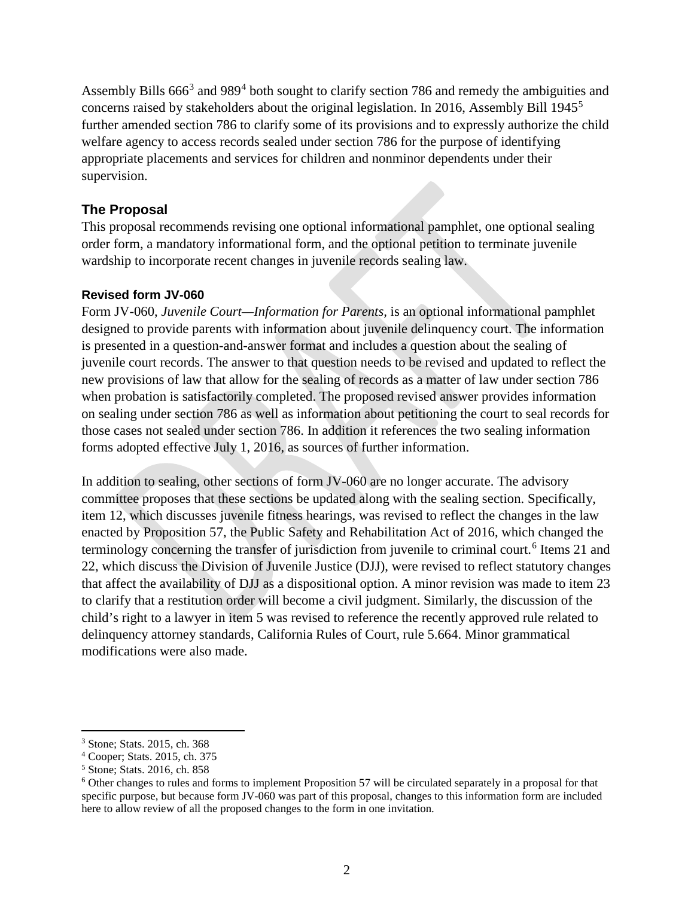Assembly Bills 666[3] and 989[4] both sought to clarify section 786 and remedy the ambiguities and concerns raised by stakeholders about the original legislation. In 2016, Assembly Bill 1945[5] further amended section 786 to clarify some of its provisions and to expressly authorize the child welfare agency to access records sealed under section 786 for the purpose of identifying appropriate placements and services for children and nonminor dependents under their supervision.

## The Proposal

This proposal recommends revising one optional informational pamphlet, one optional sealing order form, a mandatory informational form, and the optional petition to terminate juvenile wardship to incorporate recent changes in juvenile records sealing law.

### Revised form JV-060

Form JV-060, *Juvenile Court—Information for Parents,* is an optional informational pamphlet designed to provide parents with information about juvenile delinquency court. The information is presented in a question-and-answer format and includes a question about the sealing of juvenile court records. The answer to that question needs to be revised and updated to reflect the new provisions of law that allow for the sealing of records as a matter of law under section 786 when probation is satisfactorily completed. The proposed revised answer provides information on sealing under section 786 as well as information about petitioning the court to seal records for those cases not sealed under section 786. In addition it references the two sealing information forms adopted effective July 1, 2016, as sources of further information.

In addition to sealing, other sections of form JV-060 are no longer accurate. The advisory committee proposes that these sections be updated along with the sealing section. Specifically, item 12, which discusses juvenile fitness hearings, was revised to reflect the changes in the law enacted by Proposition 57, the Public Safety and Rehabilitation Act of 2016, which changed the terminology concerning the transfer of jurisdiction from juvenile to criminal court.[6] Items 21 and 22, which discuss the Division of Juvenile Justice (DJJ), were revised to reflect statutory changes that affect the availability of DJJ as a dispositional option. A minor revision was made to item 23 to clarify that a restitution order will become a civil judgment. Similarly, the discussion of the child's right to a lawyer in item 5 was revised to reference the recently approved rule related to delinquency attorney standards, California Rules of Court, rule 5.664. Minor grammatical modifications were also made.

---

[3] Stone; Stats. 2015, ch. 368

[4] Cooper; Stats. 2015, ch. 375

[5] Stone; Stats. 2016, ch. 858

[6] Other changes to rules and forms to implement Proposition 57 will be circulated separately in a proposal for that specific purpose, but because form JV-060 was part of this proposal, changes to this information form are included here to allow review of all the proposed changes to the form in one invitation.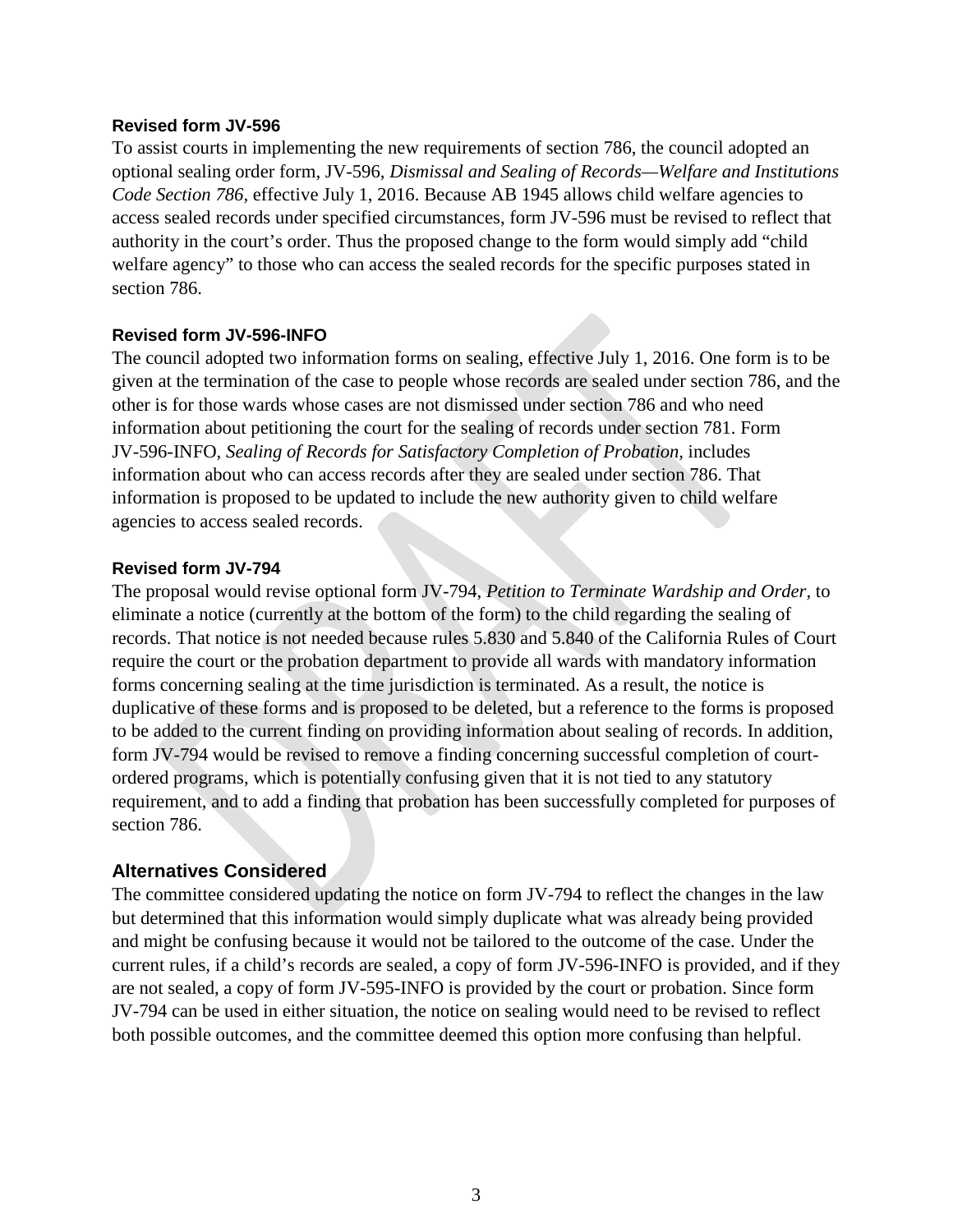### Revised form JV-596

To assist courts in implementing the new requirements of section 786, the council adopted an optional sealing order form, JV-596, *Dismissal and Sealing of Records—Welfare and Institutions Code Section 786*, effective July 1, 2016. Because AB 1945 allows child welfare agencies to access sealed records under specified circumstances, form JV-596 must be revised to reflect that authority in the court's order. Thus the proposed change to the form would simply add "child welfare agency" to those who can access the sealed records for the specific purposes stated in section 786.

### Revised form JV-596-INFO

The council adopted two information forms on sealing, effective July 1, 2016. One form is to be given at the termination of the case to people whose records are sealed under section 786, and the other is for those wards whose cases are not dismissed under section 786 and who need information about petitioning the court for the sealing of records under section 781. Form JV-596-INFO, *Sealing of Records for Satisfactory Completion of Probation*, includes information about who can access records after they are sealed under section 786. That information is proposed to be updated to include the new authority given to child welfare agencies to access sealed records.

### Revised form JV-794

The proposal would revise optional form JV-794, *Petition to Terminate Wardship and Order*, to eliminate a notice (currently at the bottom of the form) to the child regarding the sealing of records. That notice is not needed because rules 5.830 and 5.840 of the California Rules of Court require the court or the probation department to provide all wards with mandatory information forms concerning sealing at the time jurisdiction is terminated. As a result, the notice is duplicative of these forms and is proposed to be deleted, but a reference to the forms is proposed to be added to the current finding on providing information about sealing of records. In addition, form JV-794 would be revised to remove a finding concerning successful completion of court-ordered programs, which is potentially confusing given that it is not tied to any statutory requirement, and to add a finding that probation has been successfully completed for purposes of section 786.

## Alternatives Considered

The committee considered updating the notice on form JV-794 to reflect the changes in the law but determined that this information would simply duplicate what was already being provided and might be confusing because it would not be tailored to the outcome of the case. Under the current rules, if a child's records are sealed, a copy of form JV-596-INFO is provided, and if they are not sealed, a copy of form JV-595-INFO is provided by the court or probation. Since form JV-794 can be used in either situation, the notice on sealing would need to be revised to reflect both possible outcomes, and the committee deemed this option more confusing than helpful.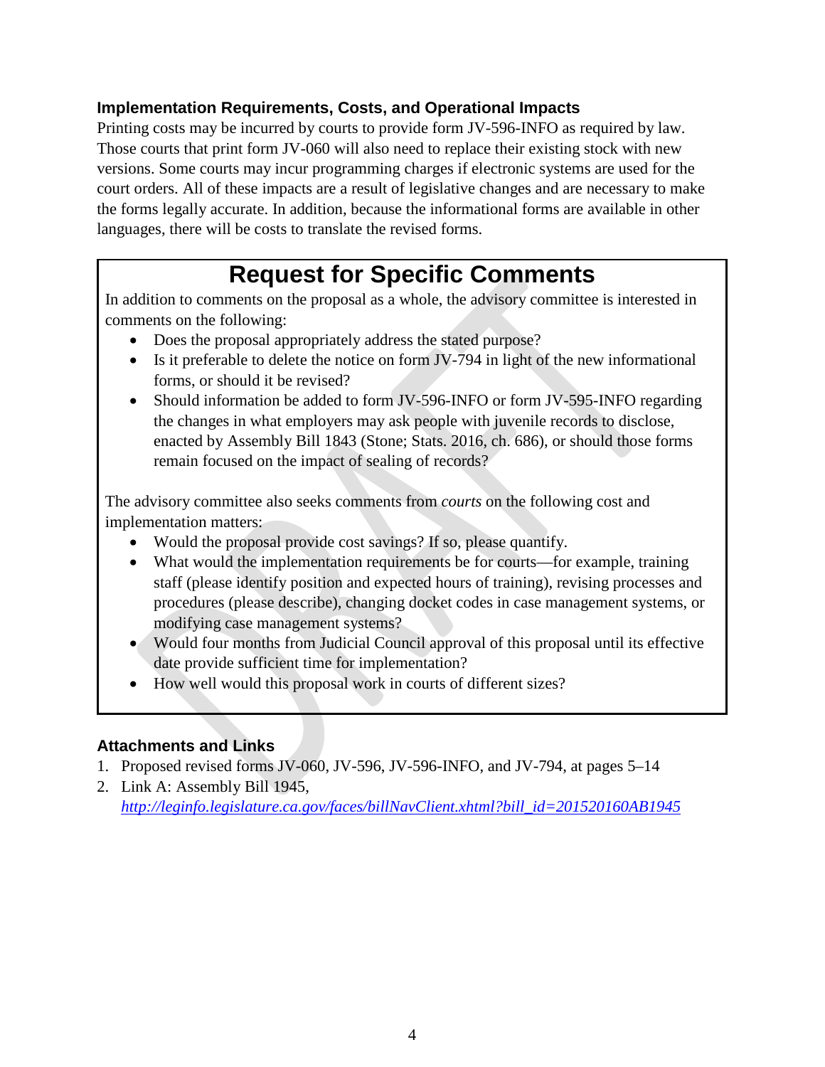### Implementation Requirements, Costs, and Operational Impacts

Printing costs may be incurred by courts to provide form JV-596-INFO as required by law. Those courts that print form JV-060 will also need to replace their existing stock with new versions. Some courts may incur programming charges if electronic systems are used for the court orders. All of these impacts are a result of legislative changes and are necessary to make the forms legally accurate. In addition, because the informational forms are available in other languages, there will be costs to translate the revised forms.

## Request for Specific Comments

In addition to comments on the proposal as a whole, the advisory committee is interested in comments on the following:

- Does the proposal appropriately address the stated purpose?
- Is it preferable to delete the notice on form JV-794 in light of the new informational forms, or should it be revised?
- Should information be added to form JV-596-INFO or form JV-595-INFO regarding the changes in what employers may ask people with juvenile records to disclose, enacted by Assembly Bill 1843 (Stone; Stats. 2016, ch. 686), or should those forms remain focused on the impact of sealing of records?

The advisory committee also seeks comments from *courts* on the following cost and implementation matters:

- Would the proposal provide cost savings? If so, please quantify.
- What would the implementation requirements be for courts—for example, training staff (please identify position and expected hours of training), revising processes and procedures (please describe), changing docket codes in case management systems, or modifying case management systems?
- Would four months from Judicial Council approval of this proposal until its effective date provide sufficient time for implementation?
- How well would this proposal work in courts of different sizes?

### Attachments and Links

1. Proposed revised forms JV-060, JV-596, JV-596-INFO, and JV-794, at pages 5–14
2. Link A: Assembly Bill 1945, *http://leginfo.legislature.ca.gov/faces/billNavClient.xhtml?bill_id=201520160AB1945*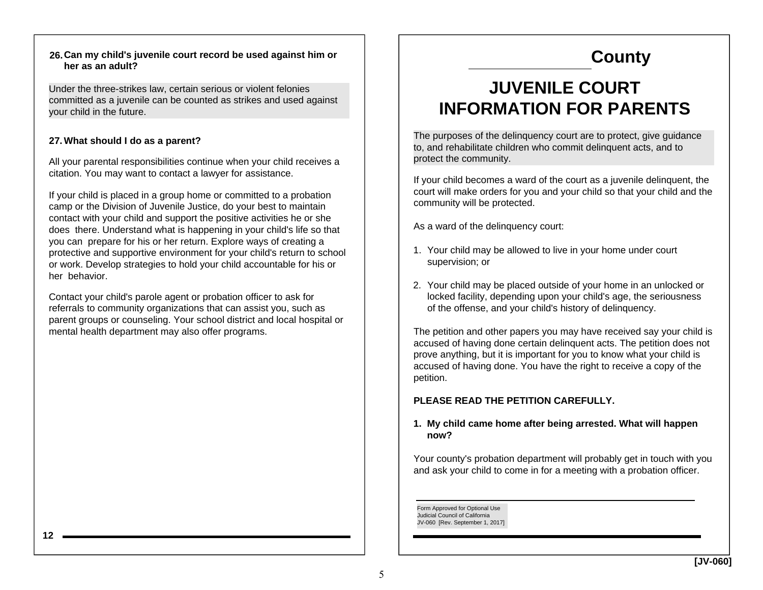**26. Can my child's juvenile court record be used against him or her as an adult?**

Under the three-strikes law, certain serious or violent felonies committed as a juvenile can be counted as strikes and used against your child in the future.

**27. What should I do as a parent?**

All your parental responsibilities continue when your child receives a citation. You may want to contact a lawyer for assistance.

If your child is placed in a group home or committed to a probation camp or the Division of Juvenile Justice, do your best to maintain contact with your child and support the positive activities he or she does there. Understand what is happening in your child's life so that you can prepare for his or her return. Explore ways of creating a protective and supportive environment for your child's return to school or work. Develop strategies to hold your child accountable for his or her behavior.

Contact your child's parole agent or probation officer to ask for referrals to community organizations that can assist you, such as parent groups or counseling. Your school district and local hospital or mental health department may also offer programs.

## ____________ County

# JUVENILE COURT INFORMATION FOR PARENTS

The purposes of the delinquency court are to protect, give guidance to, and rehabilitate children who commit delinquent acts, and to protect the community.

If your child becomes a ward of the court as a juvenile delinquent, the court will make orders for you and your child so that your child and the community will be protected.

As a ward of the delinquency court:

1. Your child may be allowed to live in your home under court supervision; or

2. Your child may be placed outside of your home in an unlocked or locked facility, depending upon your child's age, the seriousness of the offense, and your child's history of delinquency.

The petition and other papers you may have received say your child is accused of having done certain delinquent acts. The petition does not prove anything, but it is important for you to know what your child is accused of having done. You have the right to receive a copy of the petition.

**PLEASE READ THE PETITION CAREFULLY.**

**1. My child came home after being arrested. What will happen now?**

Your county's probation department will probably get in touch with you and ask your child to come in for a meeting with a probation officer.

Form Approved for Optional Use
Judicial Council of California
JV-060 [Rev. September 1, 2017]

[JV-060]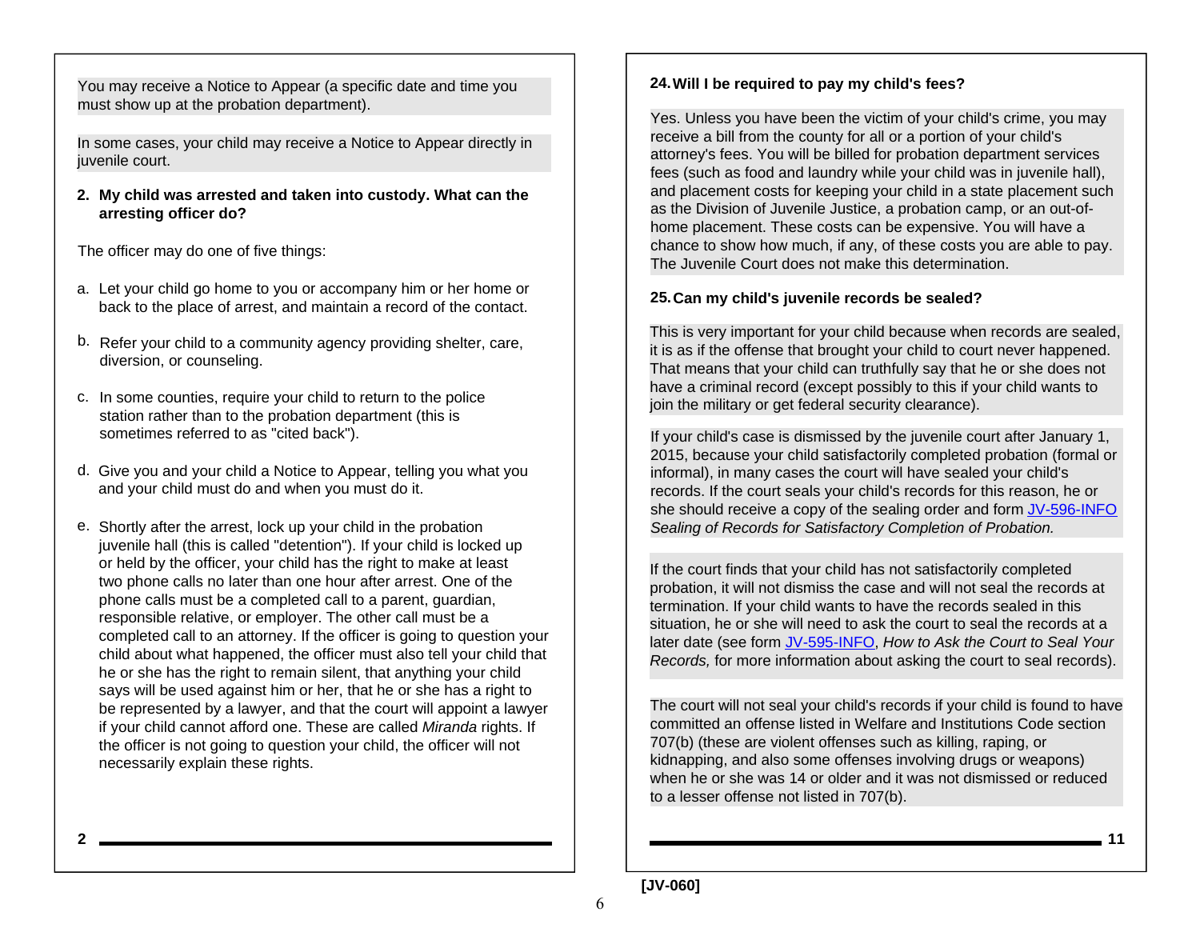You may receive a Notice to Appear (a specific date and time you must show up at the probation department).

In some cases, your child may receive a Notice to Appear directly in juvenile court.

**2. My child was arrested and taken into custody. What can the arresting officer do?**

The officer may do one of five things:

a. Let your child go home to you or accompany him or her home or back to the place of arrest, and maintain a record of the contact.

b. Refer your child to a community agency providing shelter, care, diversion, or counseling.

c. In some counties, require your child to return to the police station rather than to the probation department (this is sometimes referred to as "cited back").

d. Give you and your child a Notice to Appear, telling you what you and your child must do and when you must do it.

e. Shortly after the arrest, lock up your child in the probation juvenile hall (this is called "detention"). If your child is locked up or held by the officer, your child has the right to make at least two phone calls no later than one hour after arrest. One of the phone calls must be a completed call to a parent, guardian, responsible relative, or employer. The other call must be a completed call to an attorney. If the officer is going to question your child about what happened, the officer must also tell your child that he or she has the right to remain silent, that anything your child says will be used against him or her, that he or she has a right to be represented by a lawyer, and that the court will appoint a lawyer if your child cannot afford one. These are called *Miranda* rights. If the officer is not going to question your child, the officer will not necessarily explain these rights.

**24. Will I be required to pay my child's fees?**

Yes. Unless you have been the victim of your child's crime, you may receive a bill from the county for all or a portion of your child's attorney's fees. You will be billed for probation department services fees (such as food and laundry while your child was in juvenile hall), and placement costs for keeping your child in a state placement such as the Division of Juvenile Justice, a probation camp, or an out-of-home placement. These costs can be expensive. You will have a chance to show how much, if any, of these costs you are able to pay. The Juvenile Court does not make this determination.

**25. Can my child's juvenile records be sealed?**

This is very important for your child because when records are sealed, it is as if the offense that brought your child to court never happened. That means that your child can truthfully say that he or she does not have a criminal record (except possibly to this if your child wants to join the military or get federal security clearance).

If your child's case is dismissed by the juvenile court after January 1, 2015, because your child satisfactorily completed probation (formal or informal), in many cases the court will have sealed your child's records. If the court seals your child's records for this reason, he or she should receive a copy of the sealing order and form JV-596-INFO *Sealing of Records for Satisfactory Completion of Probation.*

If the court finds that your child has not satisfactorily completed probation, it will not dismiss the case and will not seal the records at termination. If your child wants to have the records sealed in this situation, he or she will need to ask the court to seal the records at a later date (see form JV-595-INFO, *How to Ask the Court to Seal Your Records,* for more information about asking the court to seal records).

The court will not seal your child's records if your child is found to have committed an offense listed in Welfare and Institutions Code section 707(b) (these are violent offenses such as killing, raping, or kidnapping, and also some offenses involving drugs or weapons) when he or she was 14 or older and it was not dismissed or reduced to a lesser offense not listed in 707(b).

[JV-060]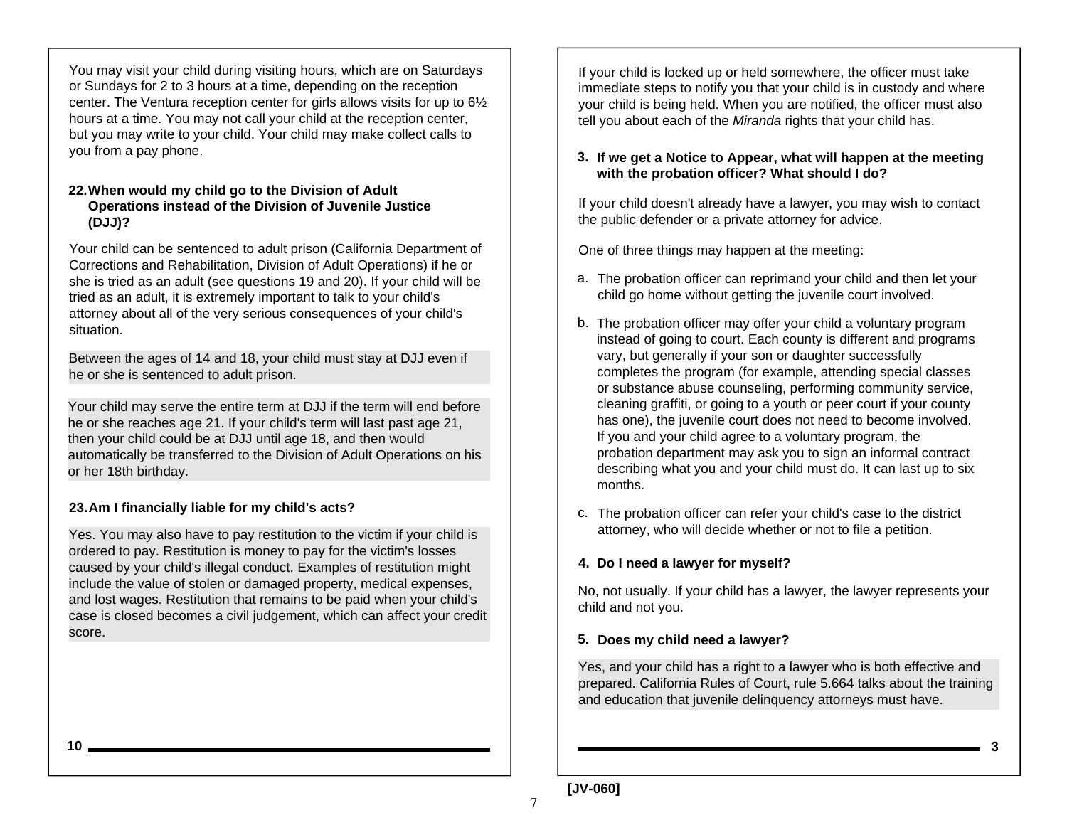You may visit your child during visiting hours, which are on Saturdays or Sundays for 2 to 3 hours at a time, depending on the reception center. The Ventura reception center for girls allows visits for up to 6½ hours at a time. You may not call your child at the reception center, but you may write to your child. Your child may make collect calls to you from a pay phone.

**22. When would my child go to the Division of Adult Operations instead of the Division of Juvenile Justice (DJJ)?**

Your child can be sentenced to adult prison (California Department of Corrections and Rehabilitation, Division of Adult Operations) if he or she is tried as an adult (see questions 19 and 20). If your child will be tried as an adult, it is extremely important to talk to your child's attorney about all of the very serious consequences of your child's situation.

Between the ages of 14 and 18, your child must stay at DJJ even if he or she is sentenced to adult prison.

Your child may serve the entire term at DJJ if the term will end before he or she reaches age 21. If your child's term will last past age 21, then your child could be at DJJ until age 18, and then would automatically be transferred to the Division of Adult Operations on his or her 18th birthday.

**23. Am I financially liable for my child's acts?**

Yes. You may also have to pay restitution to the victim if your child is ordered to pay. Restitution is money to pay for the victim's losses caused by your child's illegal conduct. Examples of restitution might include the value of stolen or damaged property, medical expenses, and lost wages. Restitution that remains to be paid when your child's case is closed becomes a civil judgement, which can affect your credit score.

If your child is locked up or held somewhere, the officer must take immediate steps to notify you that your child is in custody and where your child is being held. When you are notified, the officer must also tell you about each of the *Miranda* rights that your child has.

**3. If we get a Notice to Appear, what will happen at the meeting with the probation officer? What should I do?**

If your child doesn't already have a lawyer, you may wish to contact the public defender or a private attorney for advice.

One of three things may happen at the meeting:

a. The probation officer can reprimand your child and then let your child go home without getting the juvenile court involved.

b. The probation officer may offer your child a voluntary program instead of going to court. Each county is different and programs vary, but generally if your son or daughter successfully completes the program (for example, attending special classes or substance abuse counseling, performing community service, cleaning graffiti, or going to a youth or peer court if your county has one), the juvenile court does not need to become involved. If you and your child agree to a voluntary program, the probation department may ask you to sign an informal contract describing what you and your child must do. It can last up to six months.

c. The probation officer can refer your child's case to the district attorney, who will decide whether or not to file a petition.

**4. Do I need a lawyer for myself?**

No, not usually. If your child has a lawyer, the lawyer represents your child and not you.

**5. Does my child need a lawyer?**

Yes, and your child has a right to a lawyer who is both effective and prepared. California Rules of Court, rule 5.664 talks about the training and education that juvenile delinquency attorneys must have.

[JV-060]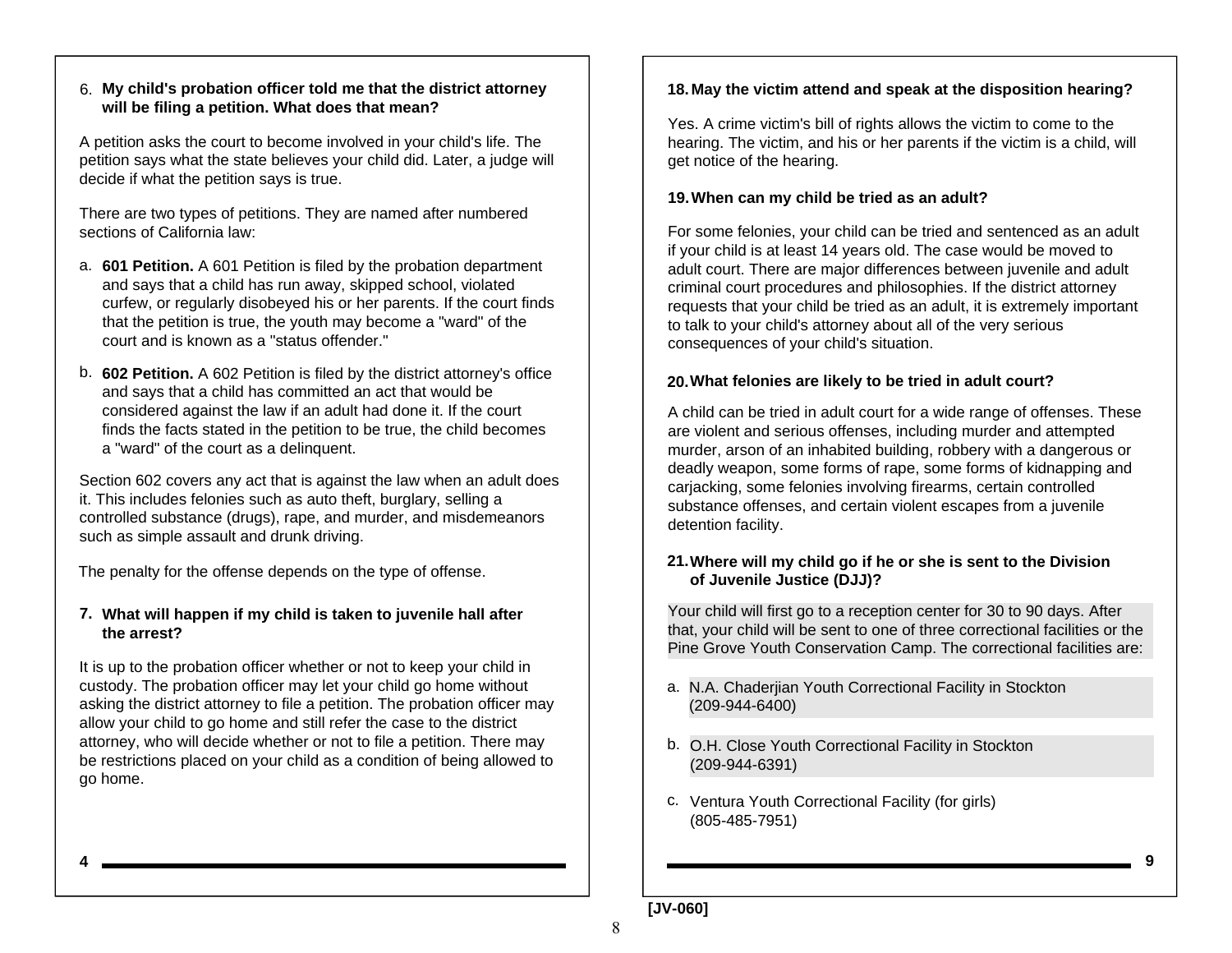### 6. My child's probation officer told me that the district attorney will be filing a petition. What does that mean?

A petition asks the court to become involved in your child's life. The petition says what the state believes your child did. Later, a judge will decide if what the petition says is true.

There are two types of petitions. They are named after numbered sections of California law:

a. **601 Petition.** A 601 Petition is filed by the probation department and says that a child has run away, skipped school, violated curfew, or regularly disobeyed his or her parents. If the court finds that the petition is true, the youth may become a "ward" of the court and is known as a "status offender."

b. **602 Petition.** A 602 Petition is filed by the district attorney's office and says that a child has committed an act that would be considered against the law if an adult had done it. If the court finds the facts stated in the petition to be true, the child becomes a "ward" of the court as a delinquent.

Section 602 covers any act that is against the law when an adult does it. This includes felonies such as auto theft, burglary, selling a controlled substance (drugs), rape, and murder, and misdemeanors such as simple assault and drunk driving.

The penalty for the offense depends on the type of offense.

### 7. What will happen if my child is taken to juvenile hall after the arrest?

It is up to the probation officer whether or not to keep your child in custody. The probation officer may let your child go home without asking the district attorney to file a petition. The probation officer may allow your child to go home and still refer the case to the district attorney, who will decide whether or not to file a petition. There may be restrictions placed on your child as a condition of being allowed to go home.

### 18. May the victim attend and speak at the disposition hearing?

Yes. A crime victim's bill of rights allows the victim to come to the hearing. The victim, and his or her parents if the victim is a child, will get notice of the hearing.

### 19. When can my child be tried as an adult?

For some felonies, your child can be tried and sentenced as an adult if your child is at least 14 years old. The case would be moved to adult court. There are major differences between juvenile and adult criminal court procedures and philosophies. If the district attorney requests that your child be tried as an adult, it is extremely important to talk to your child's attorney about all of the very serious consequences of your child's situation.

### 20. What felonies are likely to be tried in adult court?

A child can be tried in adult court for a wide range of offenses. These are violent and serious offenses, including murder and attempted murder, arson of an inhabited building, robbery with a dangerous or deadly weapon, some forms of rape, some forms of kidnapping and carjacking, some felonies involving firearms, certain controlled substance offenses, and certain violent escapes from a juvenile detention facility.

### 21. Where will my child go if he or she is sent to the Division of Juvenile Justice (DJJ)?

Your child will first go to a reception center for 30 to 90 days. After that, your child will be sent to one of three correctional facilities or the Pine Grove Youth Conservation Camp. The correctional facilities are:

a. N.A. Chaderjian Youth Correctional Facility in Stockton (209-944-6400)

b. O.H. Close Youth Correctional Facility in Stockton (209-944-6391)

c. Ventura Youth Correctional Facility (for girls) (805-485-7951)

[JV-060]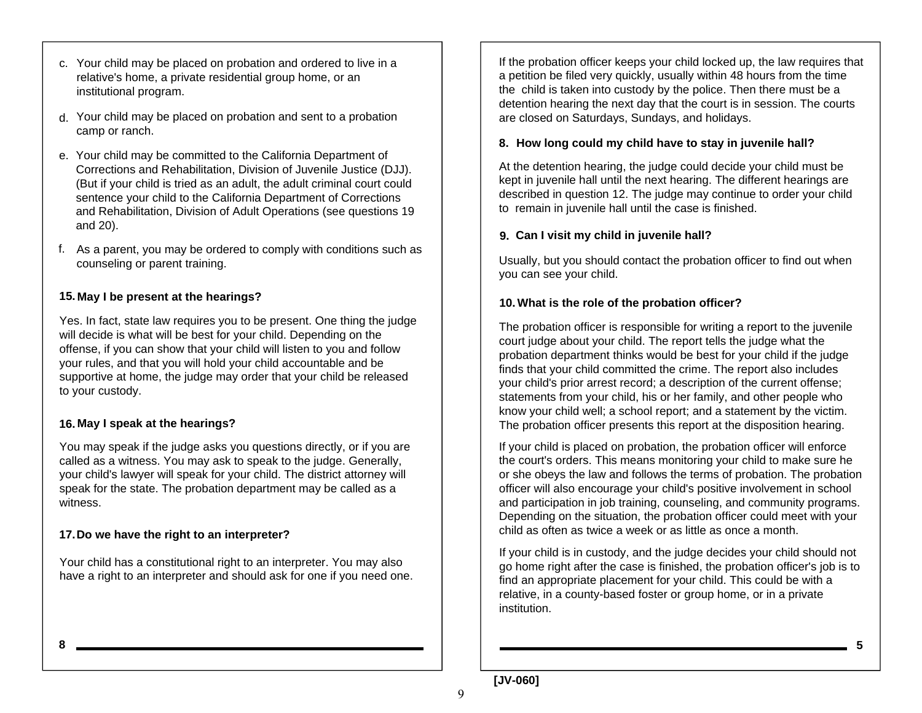c. Your child may be placed on probation and ordered to live in a relative's home, a private residential group home, or an institutional program.

d. Your child may be placed on probation and sent to a probation camp or ranch.

e. Your child may be committed to the California Department of Corrections and Rehabilitation, Division of Juvenile Justice (DJJ). (But if your child is tried as an adult, the adult criminal court could sentence your child to the California Department of Corrections and Rehabilitation, Division of Adult Operations (see questions 19 and 20).

f. As a parent, you may be ordered to comply with conditions such as counseling or parent training.

### 15. May I be present at the hearings?

Yes. In fact, state law requires you to be present. One thing the judge will decide is what will be best for your child. Depending on the offense, if you can show that your child will listen to you and follow your rules, and that you will hold your child accountable and be supportive at home, the judge may order that your child be released to your custody.

### 16. May I speak at the hearings?

You may speak if the judge asks you questions directly, or if you are called as a witness. You may ask to speak to the judge. Generally, your child's lawyer will speak for your child. The district attorney will speak for the state. The probation department may be called as a witness.

### 17. Do we have the right to an interpreter?

Your child has a constitutional right to an interpreter. You may also have a right to an interpreter and should ask for one if you need one.

If the probation officer keeps your child locked up, the law requires that a petition be filed very quickly, usually within 48 hours from the time the child is taken into custody by the police. Then there must be a detention hearing the next day that the court is in session. The courts are closed on Saturdays, Sundays, and holidays.

### 8. How long could my child have to stay in juvenile hall?

At the detention hearing, the judge could decide your child must be kept in juvenile hall until the next hearing. The different hearings are described in question 12. The judge may continue to order your child to remain in juvenile hall until the case is finished.

### 9. Can I visit my child in juvenile hall?

Usually, but you should contact the probation officer to find out when you can see your child.

### 10. What is the role of the probation officer?

The probation officer is responsible for writing a report to the juvenile court judge about your child. The report tells the judge what the probation department thinks would be best for your child if the judge finds that your child committed the crime. The report also includes your child's prior arrest record; a description of the current offense; statements from your child, his or her family, and other people who know your child well; a school report; and a statement by the victim. The probation officer presents this report at the disposition hearing.

If your child is placed on probation, the probation officer will enforce the court's orders. This means monitoring your child to make sure he or she obeys the law and follows the terms of probation. The probation officer will also encourage your child's positive involvement in school and participation in job training, counseling, and community programs. Depending on the situation, the probation officer could meet with your child as often as twice a week or as little as once a month.

If your child is in custody, and the judge decides your child should not go home right after the case is finished, the probation officer's job is to find an appropriate placement for your child. This could be with a relative, in a county-based foster or group home, or in a private institution.

[JV-060]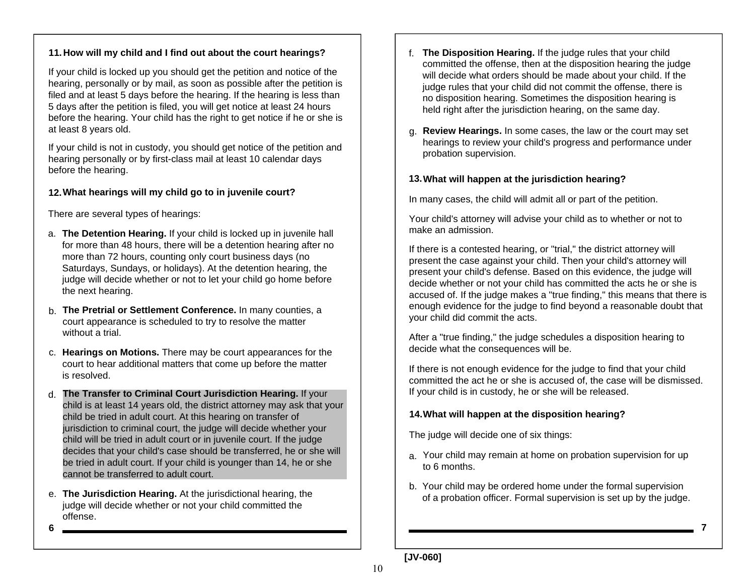### 11. How will my child and I find out about the court hearings?

If your child is locked up you should get the petition and notice of the hearing, personally or by mail, as soon as possible after the petition is filed and at least 5 days before the hearing. If the hearing is less than 5 days after the petition is filed, you will get notice at least 24 hours before the hearing. Your child has the right to get notice if he or she is at least 8 years old.

If your child is not in custody, you should get notice of the petition and hearing personally or by first-class mail at least 10 calendar days before the hearing.

### 12. What hearings will my child go to in juvenile court?

There are several types of hearings:

a. **The Detention Hearing.** If your child is locked up in juvenile hall for more than 48 hours, there will be a detention hearing after no more than 72 hours, counting only court business days (no Saturdays, Sundays, or holidays). At the detention hearing, the judge will decide whether or not to let your child go home before the next hearing.

b. **The Pretrial or Settlement Conference.** In many counties, a court appearance is scheduled to try to resolve the matter without a trial.

c. **Hearings on Motions.** There may be court appearances for the court to hear additional matters that come up before the matter is resolved.

d. **The Transfer to Criminal Court Jurisdiction Hearing.** If your child is at least 14 years old, the district attorney may ask that your child be tried in adult court. At this hearing on transfer of jurisdiction to criminal court, the judge will decide whether your child will be tried in adult court or in juvenile court. If the judge decides that your child's case should be transferred, he or she will be tried in adult court. If your child is younger than 14, he or she cannot be transferred to adult court.

e. **The Jurisdiction Hearing.** At the jurisdictional hearing, the judge will decide whether or not your child committed the offense.

f. **The Disposition Hearing.** If the judge rules that your child committed the offense, then at the disposition hearing the judge will decide what orders should be made about your child. If the judge rules that your child did not commit the offense, there is no disposition hearing. Sometimes the disposition hearing is held right after the jurisdiction hearing, on the same day.

g. **Review Hearings.** In some cases, the law or the court may set hearings to review your child's progress and performance under probation supervision.

### 13. What will happen at the jurisdiction hearing?

In many cases, the child will admit all or part of the petition.

Your child's attorney will advise your child as to whether or not to make an admission.

If there is a contested hearing, or "trial," the district attorney will present the case against your child. Then your child's attorney will present your child's defense. Based on this evidence, the judge will decide whether or not your child has committed the acts he or she is accused of. If the judge makes a "true finding," this means that there is enough evidence for the judge to find beyond a reasonable doubt that your child did commit the acts.

After a "true finding," the judge schedules a disposition hearing to decide what the consequences will be.

If there is not enough evidence for the judge to find that your child committed the act he or she is accused of, the case will be dismissed. If your child is in custody, he or she will be released.

### 14. What will happen at the disposition hearing?

The judge will decide one of six things:

a. Your child may remain at home on probation supervision for up to 6 months.

b. Your child may be ordered home under the formal supervision of a probation officer. Formal supervision is set up by the judge.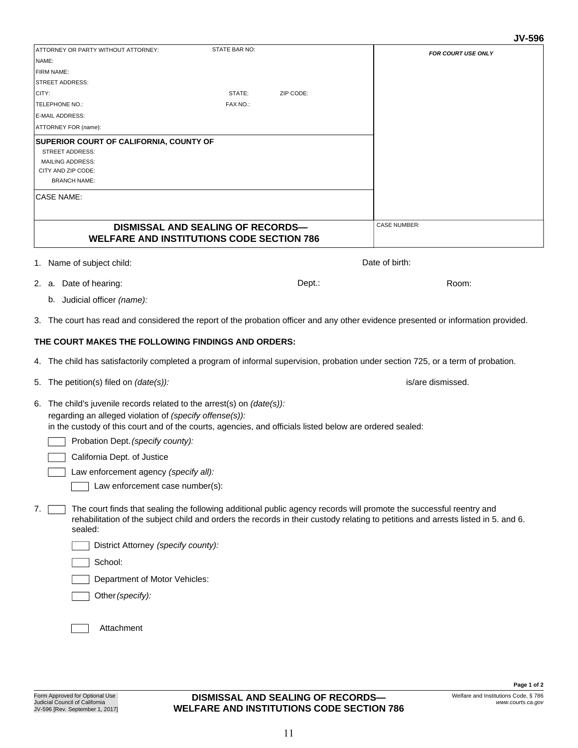JV-596

| ATTORNEY OR PARTY WITHOUT ATTORNEY: STATE BAR NO: | FOR COURT USE ONLY |
|---|---|
| NAME: | |
| FIRM NAME: | |
| STREET ADDRESS: | |
| CITY: STATE: ZIP CODE: | |
| TELEPHONE NO.: FAX NO.: | |
| E-MAIL ADDRESS: | |
| ATTORNEY FOR (*name*): | |
| **SUPERIOR COURT OF CALIFORNIA, COUNTY OF** | |
| STREET ADDRESS: | |
| MAILING ADDRESS: | |
| CITY AND ZIP CODE: | |
| BRANCH NAME: | |
| CASE NAME: | |
| **DISMISSAL AND SEALING OF RECORDS— WELFARE AND INSTITUTIONS CODE SECTION 786** | CASE NUMBER: |

1. Name of subject child: Date of birth:

2. a. Date of hearing: Dept.: Room:

   b. Judicial officer *(name):*

3. The court has read and considered the report of the probation officer and any other evidence presented or information provided.

**THE COURT MAKES THE FOLLOWING FINDINGS AND ORDERS:**

4. The child has satisfactorily completed a program of informal supervision, probation under section 725, or a term of probation.

5. The petition(s) filed on *(date(s)):* is/are dismissed.

6. The child's juvenile records related to the arrest(s) on *(date(s)):*
   regarding an alleged violation of *(specify offense(s)):*
   in the custody of this court and of the courts, agencies, and officials listed below are ordered sealed:

   ☐ Probation Dept. *(specify county):*

   ☐ California Dept. of Justice

   ☐ Law enforcement agency *(specify all):*

   &nbsp;&nbsp;&nbsp;&nbsp;☐ Law enforcement case number(s):

7. ☐ The court finds that sealing the following additional public agency records will promote the successful reentry and rehabilitation of the subject child and orders the records in their custody relating to petitions and arrests listed in 5. and 6. sealed:

   ☐ District Attorney *(specify county):*

   ☐ School:

   ☐ Department of Motor Vehicles:

   ☐ Other *(specify):*

   ☐ Attachment

Form Approved for Optional Use
Judicial Council of California
JV-596 [Rev. September 1, 2017]

**DISMISSAL AND SEALING OF RECORDS— WELFARE AND INSTITUTIONS CODE SECTION 786**

Welfare and Institutions Code, § 786
*www.courts.ca.gov*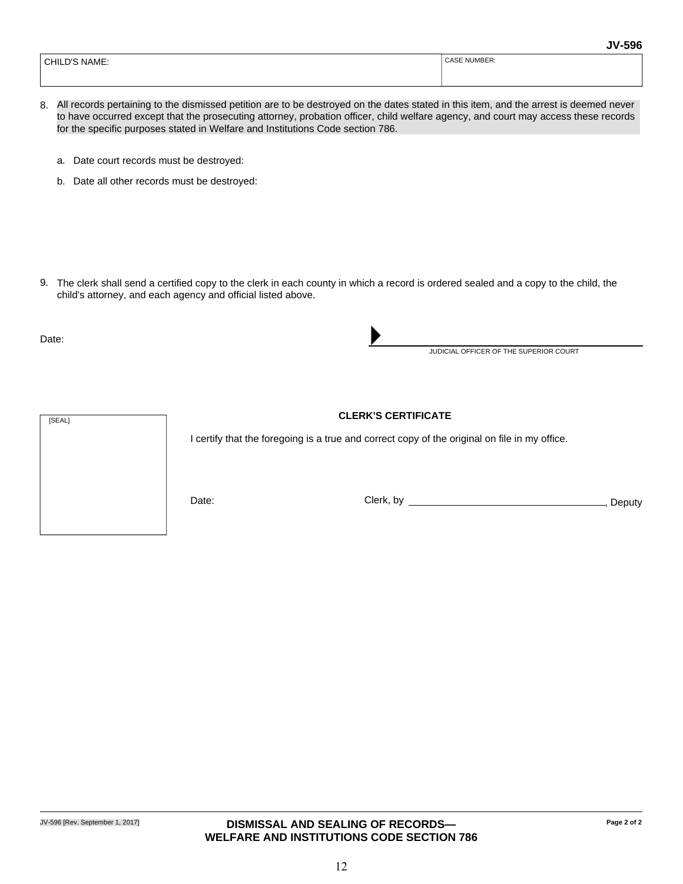**JV-596**

| CHILD'S NAME: | CASE NUMBER: |
|---|---|
| | |

8. All records pertaining to the dismissed petition are to be destroyed on the dates stated in this item, and the arrest is deemed never to have occurred except that the prosecuting attorney, probation officer, child welfare agency, and court may access these records for the specific purposes stated in Welfare and Institutions Code section 786.

   a. Date court records must be destroyed:

   b. Date all other records must be destroyed:

9. The clerk shall send a certified copy to the clerk in each county in which a record is ordered sealed and a copy to the child, the child's attorney, and each agency and official listed above.

Date:

▶ ______________________________
JUDICIAL OFFICER OF THE SUPERIOR COURT

**CLERK'S CERTIFICATE**

[SEAL]

I certify that the foregoing is a true and correct copy of the original on file in my office.

Date: Clerk, by ______________________________, Deputy

JV-596 [Rev. September 1, 2017]

**DISMISSAL AND SEALING OF RECORDS—
WELFARE AND INSTITUTIONS CODE SECTION 786**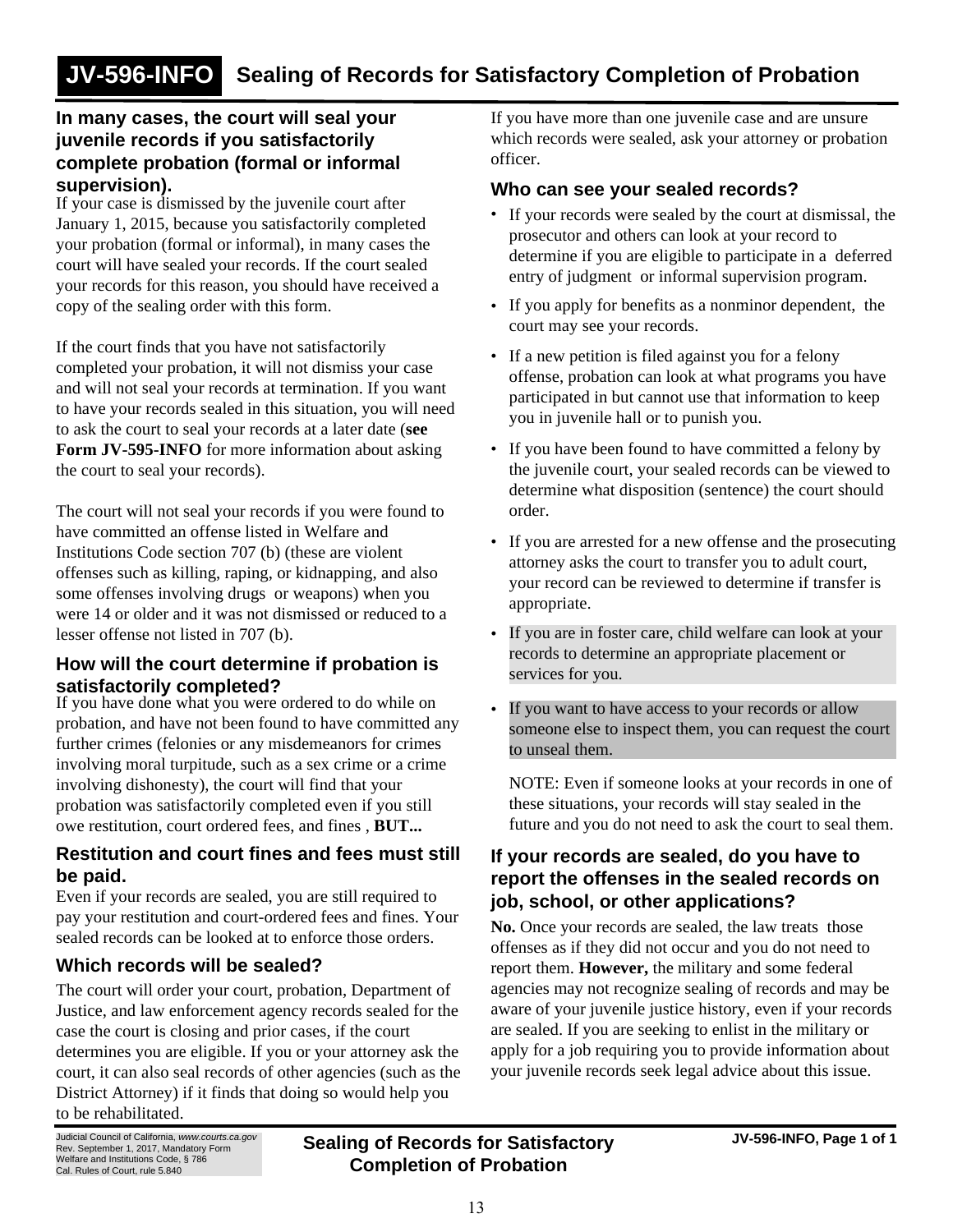# JV-596-INFO Sealing of Records for Satisfactory Completion of Probation

### In many cases, the court will seal your juvenile records if you satisfactorily complete probation (formal or informal supervision).

If your case is dismissed by the juvenile court after January 1, 2015, because you satisfactorily completed your probation (formal or informal), in many cases the court will have sealed your records. If the court sealed your records for this reason, you should have received a copy of the sealing order with this form.

If the court finds that you have not satisfactorily completed your probation, it will not dismiss your case and will not seal your records at termination. If you want to have your records sealed in this situation, you will need to ask the court to seal your records at a later date (**see Form JV-595-INFO** for more information about asking the court to seal your records).

The court will not seal your records if you were found to have committed an offense listed in Welfare and Institutions Code section 707 (b) (these are violent offenses such as killing, raping, or kidnapping, and also some offenses involving drugs or weapons) when you were 14 or older and it was not dismissed or reduced to a lesser offense not listed in 707 (b).

### How will the court determine if probation is satisfactorily completed?

If you have done what you were ordered to do while on probation, and have not been found to have committed any further crimes (felonies or any misdemeanors for crimes involving moral turpitude, such as a sex crime or a crime involving dishonesty), the court will find that your probation was satisfactorily completed even if you still owe restitution, court ordered fees, and fines , **BUT...**

### Restitution and court fines and fees must still be paid.

Even if your records are sealed, you are still required to pay your restitution and court-ordered fees and fines. Your sealed records can be looked at to enforce those orders.

### Which records will be sealed?

The court will order your court, probation, Department of Justice, and law enforcement agency records sealed for the case the court is closing and prior cases, if the court determines you are eligible. If you or your attorney ask the court, it can also seal records of other agencies (such as the District Attorney) if it finds that doing so would help you to be rehabilitated.

If you have more than one juvenile case and are unsure which records were sealed, ask your attorney or probation officer.

### Who can see your sealed records?

- If your records were sealed by the court at dismissal, the prosecutor and others can look at your record to determine if you are eligible to participate in a deferred entry of judgment or informal supervision program.
- If you apply for benefits as a nonminor dependent, the court may see your records.
- If a new petition is filed against you for a felony offense, probation can look at what programs you have participated in but cannot use that information to keep you in juvenile hall or to punish you.
- If you have been found to have committed a felony by the juvenile court, your sealed records can be viewed to determine what disposition (sentence) the court should order.
- If you are arrested for a new offense and the prosecuting attorney asks the court to transfer you to adult court, your record can be reviewed to determine if transfer is appropriate.
- If you are in foster care, child welfare can look at your records to determine an appropriate placement or services for you.
- If you want to have access to your records or allow someone else to inspect them, you can request the court to unseal them.

  NOTE: Even if someone looks at your records in one of these situations, your records will stay sealed in the future and you do not need to ask the court to seal them.

### If your records are sealed, do you have to report the offenses in the sealed records on job, school, or other applications?

**No.** Once your records are sealed, the law treats those offenses as if they did not occur and you do not need to report them. **However,** the military and some federal agencies may not recognize sealing of records and may be aware of your juvenile justice history, even if your records are sealed. If you are seeking to enlist in the military or apply for a job requiring you to provide information about your juvenile records seek legal advice about this issue.

Judicial Council of California, *www.courts.ca.gov*
Rev. September 1, 2017, Mandatory Form
Welfare and Institutions Code, § 786
Cal. Rules of Court, rule 5.840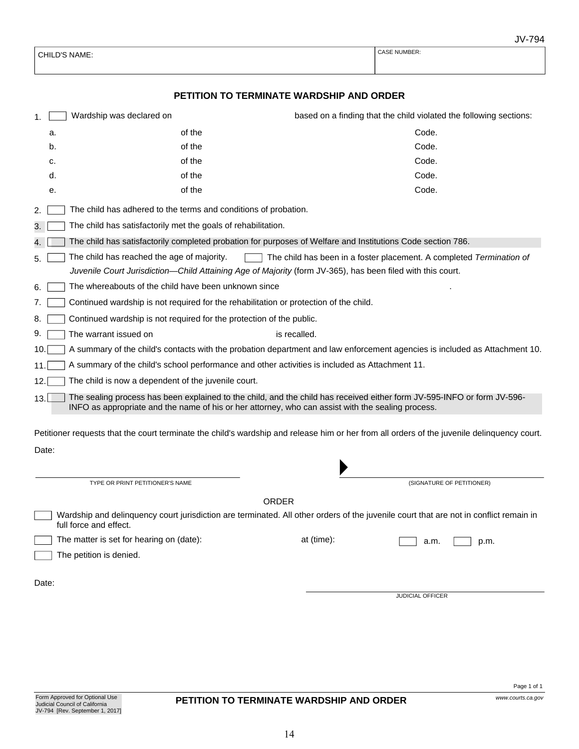JV-794

| CHILD'S NAME: | CASE NUMBER: |
|---|---|
| | |

## PETITION TO TERMINATE WARDSHIP AND ORDER

1. ☐ Wardship was declared on based on a finding that the child violated the following sections:
   - a. of the Code.
   - b. of the Code.
   - c. of the Code.
   - d. of the Code.
   - e. of the Code.
2. ☐ The child has adhered to the terms and conditions of probation.
3. ☐ The child has satisfactorily met the goals of rehabilitation.
4. ☐ The child has satisfactorily completed probation for purposes of Welfare and Institutions Code section 786.
5. ☐ The child has reached the age of majority. ☐ The child has been in a foster placement. A completed *Termination of Juvenile Court Jurisdiction—Child Attaining Age of Majority* (form JV-365), has been filed with this court.
6. ☐ The whereabouts of the child have been unknown since .
7. ☐ Continued wardship is not required for the rehabilitation or protection of the child.
8. ☐ Continued wardship is not required for the protection of the public.
9. ☐ The warrant issued on is recalled.
10. ☐ A summary of the child's contacts with the probation department and law enforcement agencies is included as Attachment 10.
11. ☐ A summary of the child's school performance and other activities is included as Attachment 11.
12. ☐ The child is now a dependent of the juvenile court.
13. ☐ The sealing process has been explained to the child, and the child has received either form JV-595-INFO or form JV-596-INFO as appropriate and the name of his or her attorney, who can assist with the sealing process.

Petitioner requests that the court terminate the child's wardship and release him or her from all orders of the juvenile delinquency court.

Date:

TYPE OR PRINT PETITIONER'S NAME

(SIGNATURE OF PETITIONER)

### ORDER

☐ Wardship and delinquency court jurisdiction are terminated. All other orders of the juvenile court that are not in conflict remain in full force and effect.

☐ The matter is set for hearing on (date): at (time): ☐ a.m. ☐ p.m.

☐ The petition is denied.

Date:

JUDICIAL OFFICER

Form Approved for Optional Use
Judicial Council of California
JV-794 [Rev. September 1, 2017]

**PETITION TO TERMINATE WARDSHIP AND ORDER**

www.courts.ca.gov